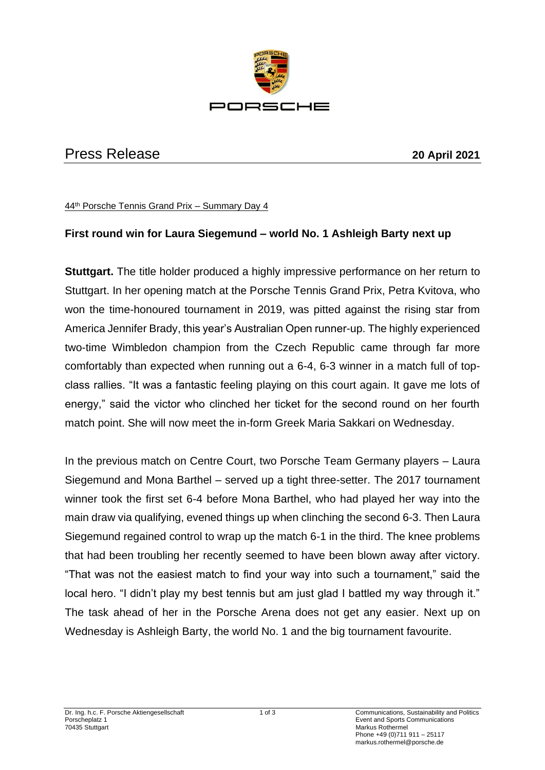PORSCHE

# Press Release

**20 April 2021**

44th Porsche Tennis Grand Prix – Summary Day 4

## First round win for Laura Siegemund – world No. 1 Ashleigh Barty next up

**Stuttgart.** The title holder produced a highly impressive performance on her return to Stuttgart. In her opening match at the Porsche Tennis Grand Prix, Petra Kvitova, who won the time-honoured tournament in 2019, was pitted against the rising star from America Jennifer Brady, this year's Australian Open runner-up. The highly experienced two-time Wimbledon champion from the Czech Republic came through far more comfortably than expected when running out a 6-4, 6-3 winner in a match full of top-class rallies. "It was a fantastic feeling playing on this court again. It gave me lots of energy," said the victor who clinched her ticket for the second round on her fourth match point. She will now meet the in-form Greek Maria Sakkari on Wednesday.

In the previous match on Centre Court, two Porsche Team Germany players – Laura Siegemund and Mona Barthel – served up a tight three-setter. The 2017 tournament winner took the first set 6-4 before Mona Barthel, who had played her way into the main draw via qualifying, evened things up when clinching the second 6-3. Then Laura Siegemund regained control to wrap up the match 6-1 in the third. The knee problems that had been troubling her recently seemed to have been blown away after victory. "That was not the easiest match to find your way into such a tournament," said the local hero. "I didn't play my best tennis but am just glad I battled my way through it." The task ahead of her in the Porsche Arena does not get any easier. Next up on Wednesday is Ashleigh Barty, the world No. 1 and the big tournament favourite.

Dr. Ing. h.c. F. Porsche Aktiengesellschaft
Porscheplatz 1
70435 Stuttgart

Communications, Sustainability and Politics
Event and Sports Communications
Markus Rothermel
Phone +49 (0)711 911 – 25117
markus.rothermel@porsche.de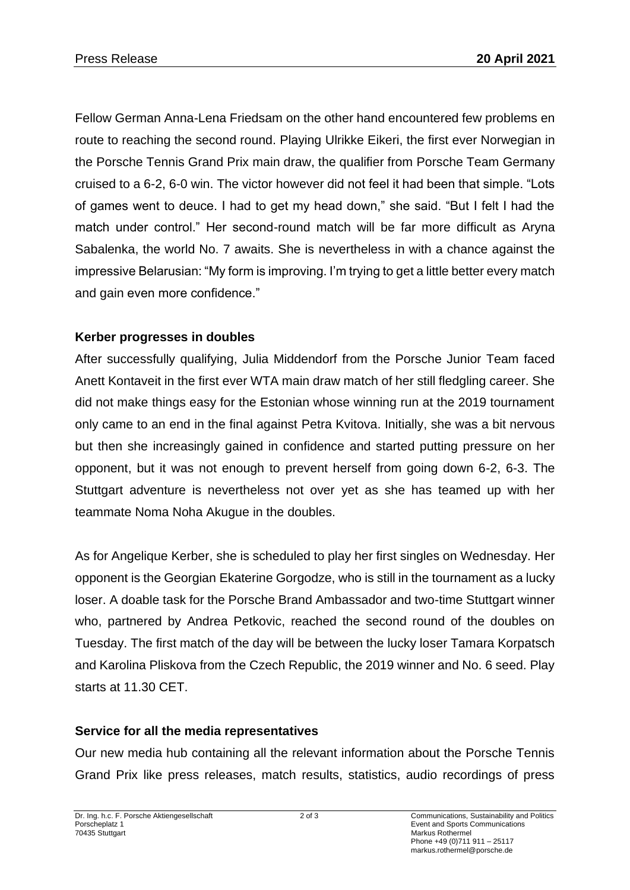Fellow German Anna-Lena Friedsam on the other hand encountered few problems en route to reaching the second round. Playing Ulrikke Eikeri, the first ever Norwegian in the Porsche Tennis Grand Prix main draw, the qualifier from Porsche Team Germany cruised to a 6-2, 6-0 win. The victor however did not feel it had been that simple. “Lots of games went to deuce. I had to get my head down,” she said. “But I felt I had the match under control.” Her second-round match will be far more difficult as Aryna Sabalenka, the world No. 7 awaits. She is nevertheless in with a chance against the impressive Belarusian: “My form is improving. I’m trying to get a little better every match and gain even more confidence.”

**Kerber progresses in doubles**

After successfully qualifying, Julia Middendorf from the Porsche Junior Team faced Anett Kontaveit in the first ever WTA main draw match of her still fledgling career. She did not make things easy for the Estonian whose winning run at the 2019 tournament only came to an end in the final against Petra Kvitova. Initially, she was a bit nervous but then she increasingly gained in confidence and started putting pressure on her opponent, but it was not enough to prevent herself from going down 6-2, 6-3. The Stuttgart adventure is nevertheless not over yet as she has teamed up with her teammate Noma Noha Akugue in the doubles.

As for Angelique Kerber, she is scheduled to play her first singles on Wednesday. Her opponent is the Georgian Ekaterine Gorgodze, who is still in the tournament as a lucky loser. A doable task for the Porsche Brand Ambassador and two-time Stuttgart winner who, partnered by Andrea Petkovic, reached the second round of the doubles on Tuesday. The first match of the day will be between the lucky loser Tamara Korpatsch and Karolina Pliskova from the Czech Republic, the 2019 winner and No. 6 seed. Play starts at 11.30 CET.

**Service for all the media representatives**

Our new media hub containing all the relevant information about the Porsche Tennis Grand Prix like press releases, match results, statistics, audio recordings of press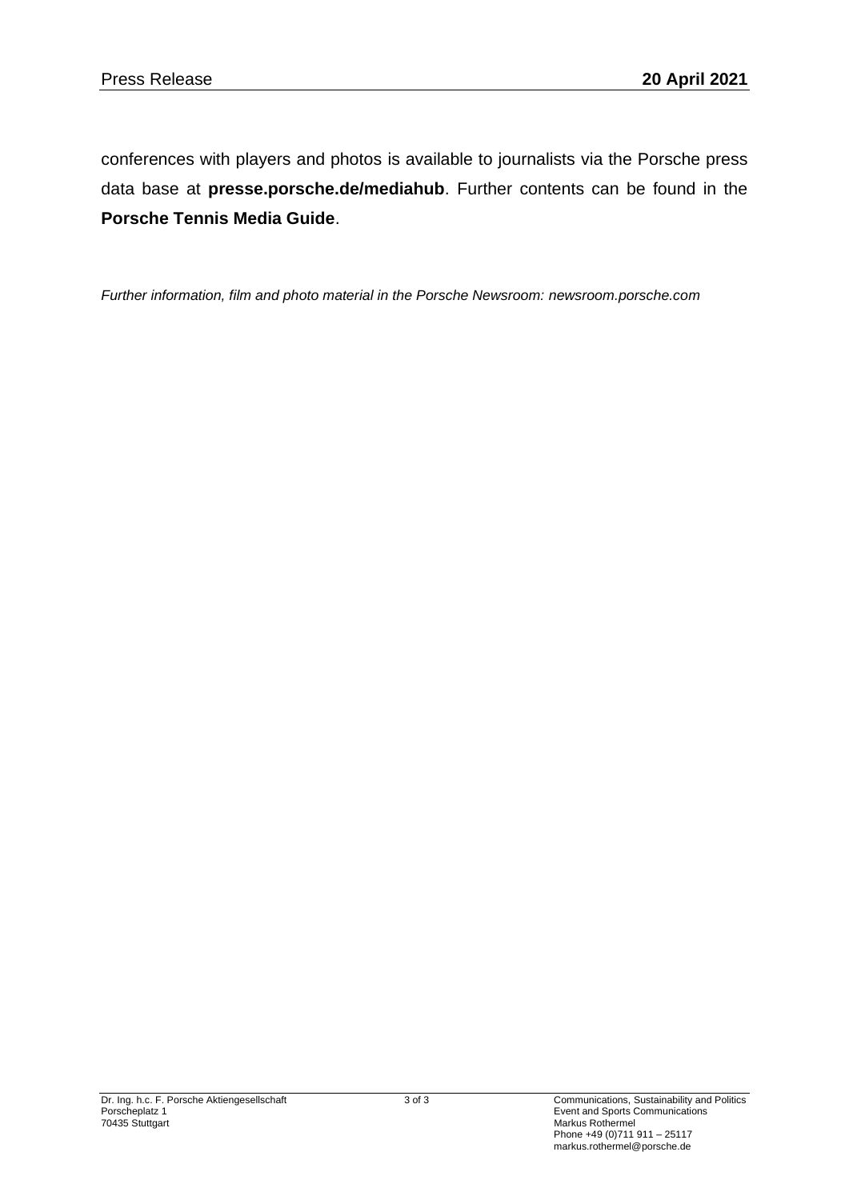conferences with players and photos is available to journalists via the Porsche press data base at **presse.porsche.de/mediahub**. Further contents can be found in the **Porsche Tennis Media Guide**.

*Further information, film and photo material in the Porsche Newsroom: newsroom.porsche.com*

Dr. Ing. h.c. F. Porsche Aktiengesellschaft
Porscheplatz 1
70435 Stuttgart

Communications, Sustainability and Politics
Event and Sports Communications
Markus Rothermel
Phone +49 (0)711 911 – 25117
markus.rothermel@porsche.de